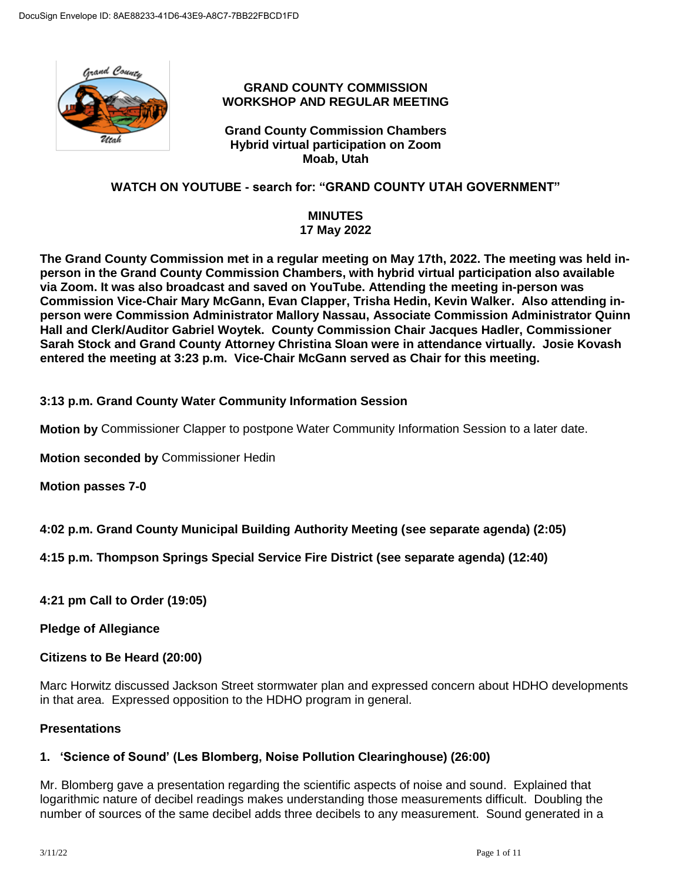DocuSign Envelope ID: 8AE88233-41D6-43E9-A8C7-7BB22FBCD1FD

# GRAND COUNTY COMMISSION WORKSHOP AND REGULAR MEETING

**Grand County Commission Chambers**
**Hybrid virtual participation on Zoom**
**Moab, Utah**

**WATCH ON YOUTUBE - search for: "GRAND COUNTY UTAH GOVERNMENT"**

**MINUTES**
**17 May 2022**

**The Grand County Commission met in a regular meeting on May 17th, 2022. The meeting was held in-person in the Grand County Commission Chambers, with hybrid virtual participation also available via Zoom. It was also broadcast and saved on YouTube. Attending the meeting in-person was Commission Vice-Chair Mary McGann, Evan Clapper, Trisha Hedin, Kevin Walker. Also attending in-person were Commission Administrator Mallory Nassau, Associate Commission Administrator Quinn Hall and Clerk/Auditor Gabriel Woytek. County Commission Chair Jacques Hadler, Commissioner Sarah Stock and Grand County Attorney Christina Sloan were in attendance virtually. Josie Kovash entered the meeting at 3:23 p.m. Vice-Chair McGann served as Chair for this meeting.**

**3:13 p.m. Grand County Water Community Information Session**

**Motion by** Commissioner Clapper to postpone Water Community Information Session to a later date.

**Motion seconded by** Commissioner Hedin

**Motion passes 7-0**

**4:02 p.m. Grand County Municipal Building Authority Meeting (see separate agenda) (2:05)**

**4:15 p.m. Thompson Springs Special Service Fire District (see separate agenda) (12:40)**

**4:21 pm Call to Order (19:05)**

**Pledge of Allegiance**

**Citizens to Be Heard (20:00)**

Marc Horwitz discussed Jackson Street stormwater plan and expressed concern about HDHO developments in that area. Expressed opposition to the HDHO program in general.

**Presentations**

**1. 'Science of Sound' (Les Blomberg, Noise Pollution Clearinghouse) (26:00)**

Mr. Blomberg gave a presentation regarding the scientific aspects of noise and sound. Explained that logarithmic nature of decibel readings makes understanding those measurements difficult. Doubling the number of sources of the same decibel adds three decibels to any measurement. Sound generated in a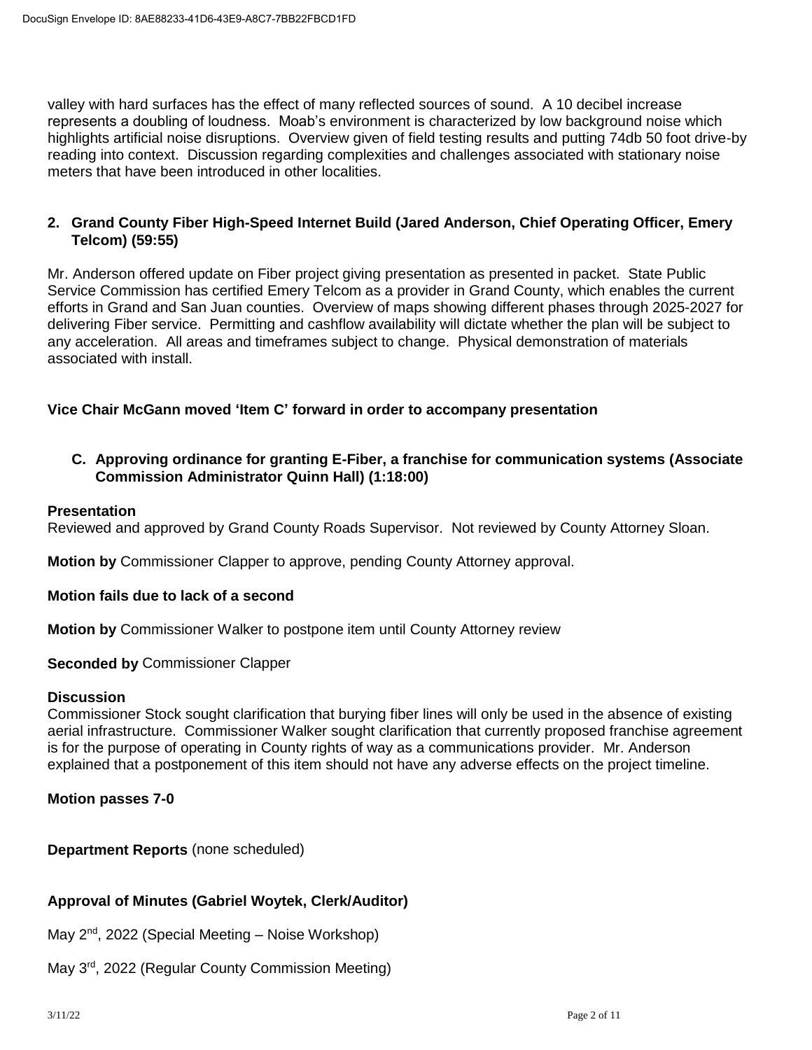valley with hard surfaces has the effect of many reflected sources of sound. A 10 decibel increase represents a doubling of loudness. Moab's environment is characterized by low background noise which highlights artificial noise disruptions. Overview given of field testing results and putting 74db 50 foot drive-by reading into context. Discussion regarding complexities and challenges associated with stationary noise meters that have been introduced in other localities.

**2. Grand County Fiber High-Speed Internet Build (Jared Anderson, Chief Operating Officer, Emery Telcom) (59:55)**

Mr. Anderson offered update on Fiber project giving presentation as presented in packet. State Public Service Commission has certified Emery Telcom as a provider in Grand County, which enables the current efforts in Grand and San Juan counties. Overview of maps showing different phases through 2025-2027 for delivering Fiber service. Permitting and cashflow availability will dictate whether the plan will be subject to any acceleration. All areas and timeframes subject to change. Physical demonstration of materials associated with install.

**Vice Chair McGann moved 'Item C' forward in order to accompany presentation**

**C. Approving ordinance for granting E-Fiber, a franchise for communication systems (Associate Commission Administrator Quinn Hall) (1:18:00)**

**Presentation**
Reviewed and approved by Grand County Roads Supervisor. Not reviewed by County Attorney Sloan.

**Motion by** Commissioner Clapper to approve, pending County Attorney approval.

**Motion fails due to lack of a second**

**Motion by** Commissioner Walker to postpone item until County Attorney review

**Seconded by** Commissioner Clapper

**Discussion**
Commissioner Stock sought clarification that burying fiber lines will only be used in the absence of existing aerial infrastructure. Commissioner Walker sought clarification that currently proposed franchise agreement is for the purpose of operating in County rights of way as a communications provider. Mr. Anderson explained that a postponement of this item should not have any adverse effects on the project timeline.

**Motion passes 7-0**

**Department Reports** (none scheduled)

**Approval of Minutes (Gabriel Woytek, Clerk/Auditor)**

May 2nd, 2022 (Special Meeting – Noise Workshop)

May 3rd, 2022 (Regular County Commission Meeting)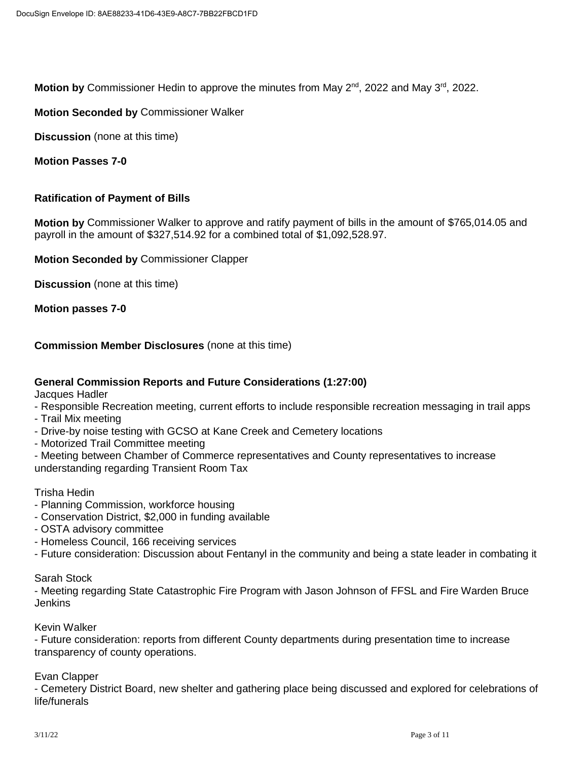**Motion by** Commissioner Hedin to approve the minutes from May 2nd, 2022 and May 3rd, 2022.

**Motion Seconded by** Commissioner Walker

**Discussion** (none at this time)

**Motion Passes 7-0**

**Ratification of Payment of Bills**

**Motion by** Commissioner Walker to approve and ratify payment of bills in the amount of $765,014.05 and payroll in the amount of $327,514.92 for a combined total of $1,092,528.97.

**Motion Seconded by** Commissioner Clapper

**Discussion** (none at this time)

**Motion passes 7-0**

**Commission Member Disclosures** (none at this time)

**General Commission Reports and Future Considerations (1:27:00)**

Jacques Hadler

- Responsible Recreation meeting, current efforts to include responsible recreation messaging in trail apps
- Trail Mix meeting
- Drive-by noise testing with GCSO at Kane Creek and Cemetery locations
- Motorized Trail Committee meeting
- Meeting between Chamber of Commerce representatives and County representatives to increase understanding regarding Transient Room Tax

Trisha Hedin

- Planning Commission, workforce housing
- Conservation District, $2,000 in funding available
- OSTA advisory committee
- Homeless Council, 166 receiving services
- Future consideration: Discussion about Fentanyl in the community and being a state leader in combating it

Sarah Stock

- Meeting regarding State Catastrophic Fire Program with Jason Johnson of FFSL and Fire Warden Bruce Jenkins

Kevin Walker

- Future consideration: reports from different County departments during presentation time to increase transparency of county operations.

Evan Clapper

- Cemetery District Board, new shelter and gathering place being discussed and explored for celebrations of life/funerals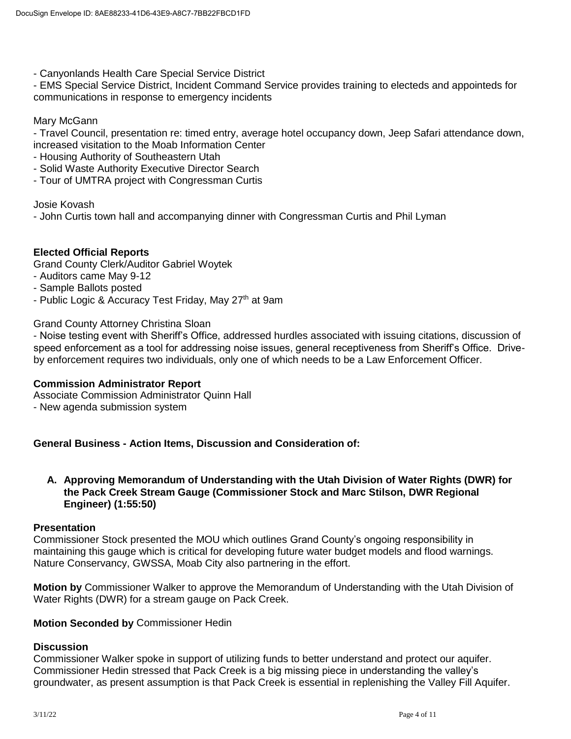- Canyonlands Health Care Special Service District
- EMS Special Service District, Incident Command Service provides training to electeds and appointeds for communications in response to emergency incidents

Mary McGann

- Travel Council, presentation re: timed entry, average hotel occupancy down, Jeep Safari attendance down, increased visitation to the Moab Information Center
- Housing Authority of Southeastern Utah
- Solid Waste Authority Executive Director Search
- Tour of UMTRA project with Congressman Curtis

Josie Kovash

- John Curtis town hall and accompanying dinner with Congressman Curtis and Phil Lyman

**Elected Official Reports**

Grand County Clerk/Auditor Gabriel Woytek

- Auditors came May 9-12
- Sample Ballots posted
- Public Logic & Accuracy Test Friday, May 27th at 9am

Grand County Attorney Christina Sloan

- Noise testing event with Sheriff's Office, addressed hurdles associated with issuing citations, discussion of speed enforcement as a tool for addressing noise issues, general receptiveness from Sheriff's Office. Drive-by enforcement requires two individuals, only one of which needs to be a Law Enforcement Officer.

**Commission Administrator Report**

Associate Commission Administrator Quinn Hall

- New agenda submission system

**General Business - Action Items, Discussion and Consideration of:**

**A. Approving Memorandum of Understanding with the Utah Division of Water Rights (DWR) for the Pack Creek Stream Gauge (Commissioner Stock and Marc Stilson, DWR Regional Engineer) (1:55:50)**

**Presentation**

Commissioner Stock presented the MOU which outlines Grand County's ongoing responsibility in maintaining this gauge which is critical for developing future water budget models and flood warnings. Nature Conservancy, GWSSA, Moab City also partnering in the effort.

**Motion by** Commissioner Walker to approve the Memorandum of Understanding with the Utah Division of Water Rights (DWR) for a stream gauge on Pack Creek.

**Motion Seconded by** Commissioner Hedin

**Discussion**

Commissioner Walker spoke in support of utilizing funds to better understand and protect our aquifer. Commissioner Hedin stressed that Pack Creek is a big missing piece in understanding the valley's groundwater, as present assumption is that Pack Creek is essential in replenishing the Valley Fill Aquifer.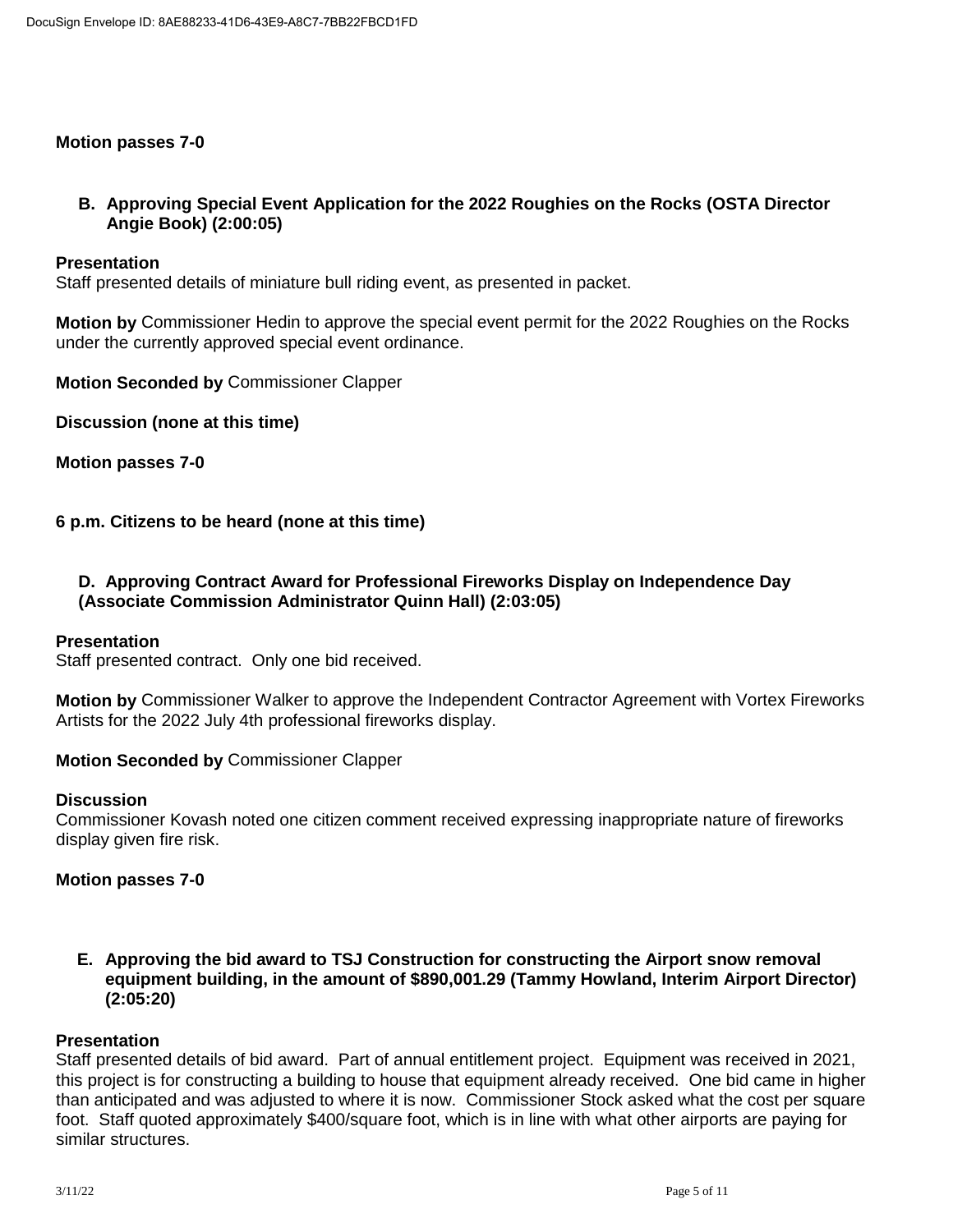**Motion passes 7-0**

**B. Approving Special Event Application for the 2022 Roughies on the Rocks (OSTA Director Angie Book) (2:00:05)**

**Presentation**
Staff presented details of miniature bull riding event, as presented in packet.

**Motion by** Commissioner Hedin to approve the special event permit for the 2022 Roughies on the Rocks under the currently approved special event ordinance.

**Motion Seconded by** Commissioner Clapper

**Discussion (none at this time)**

**Motion passes 7-0**

**6 p.m. Citizens to be heard (none at this time)**

**D. Approving Contract Award for Professional Fireworks Display on Independence Day (Associate Commission Administrator Quinn Hall) (2:03:05)**

**Presentation**
Staff presented contract. Only one bid received.

**Motion by** Commissioner Walker to approve the Independent Contractor Agreement with Vortex Fireworks Artists for the 2022 July 4th professional fireworks display.

**Motion Seconded by** Commissioner Clapper

**Discussion**
Commissioner Kovash noted one citizen comment received expressing inappropriate nature of fireworks display given fire risk.

**Motion passes 7-0**

**E. Approving the bid award to TSJ Construction for constructing the Airport snow removal equipment building, in the amount of $890,001.29 (Tammy Howland, Interim Airport Director) (2:05:20)**

**Presentation**
Staff presented details of bid award. Part of annual entitlement project. Equipment was received in 2021, this project is for constructing a building to house that equipment already received. One bid came in higher than anticipated and was adjusted to where it is now. Commissioner Stock asked what the cost per square foot. Staff quoted approximately $400/square foot, which is in line with what other airports are paying for similar structures.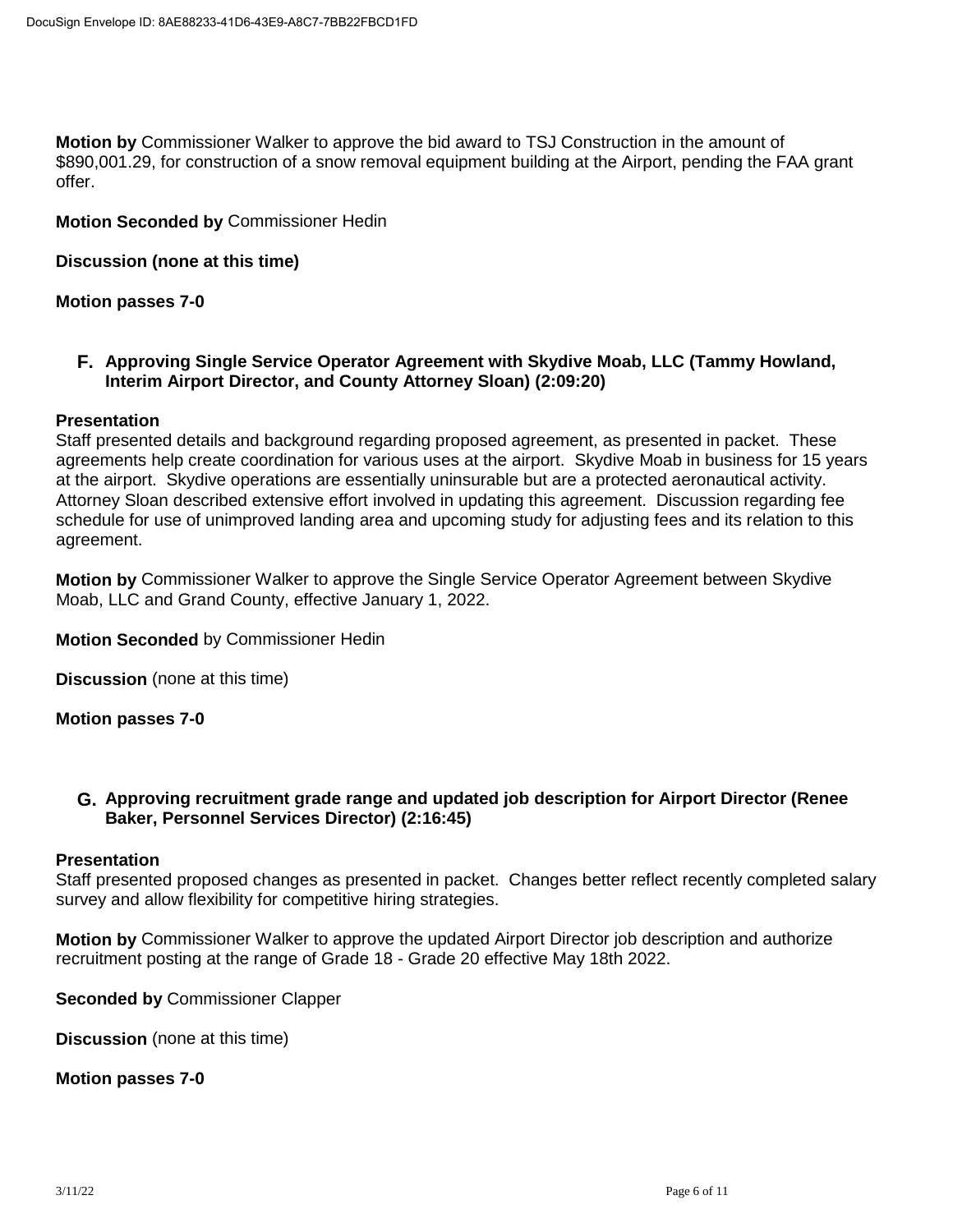**Motion by** Commissioner Walker to approve the bid award to TSJ Construction in the amount of $890,001.29, for construction of a snow removal equipment building at the Airport, pending the FAA grant offer.

**Motion Seconded by** Commissioner Hedin

**Discussion (none at this time)**

**Motion passes 7-0**

**F. Approving Single Service Operator Agreement with Skydive Moab, LLC (Tammy Howland, Interim Airport Director, and County Attorney Sloan) (2:09:20)**

**Presentation**
Staff presented details and background regarding proposed agreement, as presented in packet. These agreements help create coordination for various uses at the airport. Skydive Moab in business for 15 years at the airport. Skydive operations are essentially uninsurable but are a protected aeronautical activity. Attorney Sloan described extensive effort involved in updating this agreement. Discussion regarding fee schedule for use of unimproved landing area and upcoming study for adjusting fees and its relation to this agreement.

**Motion by** Commissioner Walker to approve the Single Service Operator Agreement between Skydive Moab, LLC and Grand County, effective January 1, 2022.

**Motion Seconded** by Commissioner Hedin

**Discussion** (none at this time)

**Motion passes 7-0**

**G. Approving recruitment grade range and updated job description for Airport Director (Renee Baker, Personnel Services Director) (2:16:45)**

**Presentation**
Staff presented proposed changes as presented in packet. Changes better reflect recently completed salary survey and allow flexibility for competitive hiring strategies.

**Motion by** Commissioner Walker to approve the updated Airport Director job description and authorize recruitment posting at the range of Grade 18 - Grade 20 effective May 18th 2022.

**Seconded by** Commissioner Clapper

**Discussion** (none at this time)

**Motion passes 7-0**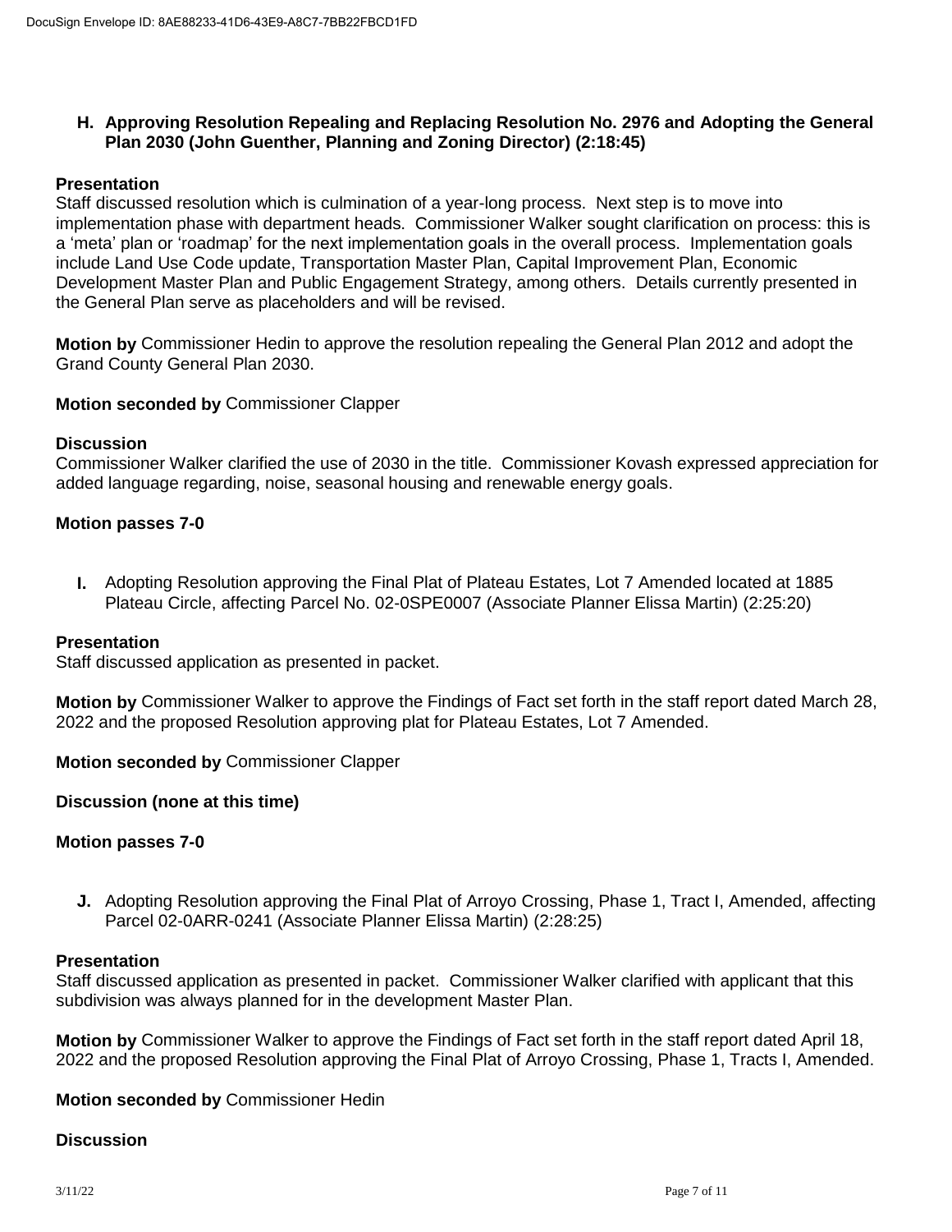**H. Approving Resolution Repealing and Replacing Resolution No. 2976 and Adopting the General Plan 2030 (John Guenther, Planning and Zoning Director) (2:18:45)**

**Presentation**
Staff discussed resolution which is culmination of a year-long process. Next step is to move into implementation phase with department heads. Commissioner Walker sought clarification on process: this is a 'meta' plan or 'roadmap' for the next implementation goals in the overall process. Implementation goals include Land Use Code update, Transportation Master Plan, Capital Improvement Plan, Economic Development Master Plan and Public Engagement Strategy, among others. Details currently presented in the General Plan serve as placeholders and will be revised.

**Motion by** Commissioner Hedin to approve the resolution repealing the General Plan 2012 and adopt the Grand County General Plan 2030.

**Motion seconded by** Commissioner Clapper

**Discussion**
Commissioner Walker clarified the use of 2030 in the title. Commissioner Kovash expressed appreciation for added language regarding, noise, seasonal housing and renewable energy goals.

**Motion passes 7-0**

**I.** Adopting Resolution approving the Final Plat of Plateau Estates, Lot 7 Amended located at 1885 Plateau Circle, affecting Parcel No. 02-0SPE0007 (Associate Planner Elissa Martin) (2:25:20)

**Presentation**
Staff discussed application as presented in packet.

**Motion by** Commissioner Walker to approve the Findings of Fact set forth in the staff report dated March 28, 2022 and the proposed Resolution approving plat for Plateau Estates, Lot 7 Amended.

**Motion seconded by** Commissioner Clapper

**Discussion (none at this time)**

**Motion passes 7-0**

**J.** Adopting Resolution approving the Final Plat of Arroyo Crossing, Phase 1, Tract I, Amended, affecting Parcel 02-0ARR-0241 (Associate Planner Elissa Martin) (2:28:25)

**Presentation**
Staff discussed application as presented in packet. Commissioner Walker clarified with applicant that this subdivision was always planned for in the development Master Plan.

**Motion by** Commissioner Walker to approve the Findings of Fact set forth in the staff report dated April 18, 2022 and the proposed Resolution approving the Final Plat of Arroyo Crossing, Phase 1, Tracts I, Amended.

**Motion seconded by** Commissioner Hedin

**Discussion**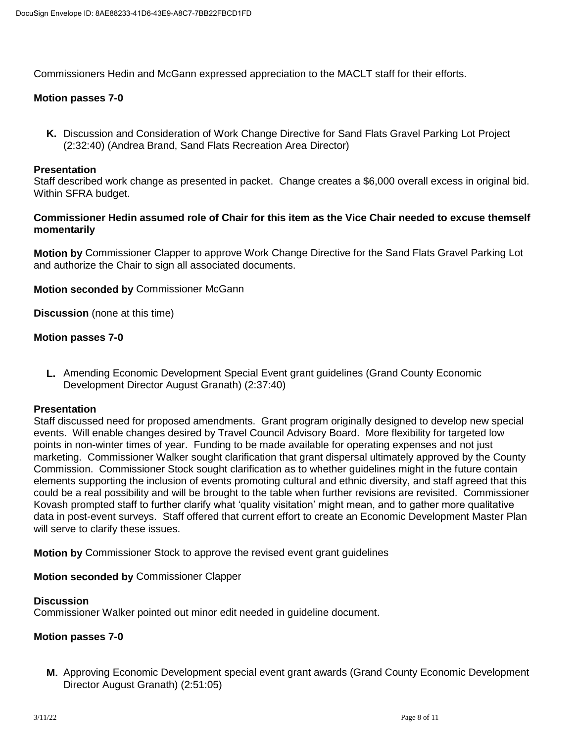Commissioners Hedin and McGann expressed appreciation to the MACLT staff for their efforts.

**Motion passes 7-0**

**K.** Discussion and Consideration of Work Change Directive for Sand Flats Gravel Parking Lot Project (2:32:40) (Andrea Brand, Sand Flats Recreation Area Director)

**Presentation**
Staff described work change as presented in packet. Change creates a $6,000 overall excess in original bid. Within SFRA budget.

**Commissioner Hedin assumed role of Chair for this item as the Vice Chair needed to excuse themself momentarily**

**Motion by** Commissioner Clapper to approve Work Change Directive for the Sand Flats Gravel Parking Lot and authorize the Chair to sign all associated documents.

**Motion seconded by** Commissioner McGann

**Discussion** (none at this time)

**Motion passes 7-0**

**L.** Amending Economic Development Special Event grant guidelines (Grand County Economic Development Director August Granath) (2:37:40)

**Presentation**
Staff discussed need for proposed amendments. Grant program originally designed to develop new special events. Will enable changes desired by Travel Council Advisory Board. More flexibility for targeted low points in non-winter times of year. Funding to be made available for operating expenses and not just marketing. Commissioner Walker sought clarification that grant dispersal ultimately approved by the County Commission. Commissioner Stock sought clarification as to whether guidelines might in the future contain elements supporting the inclusion of events promoting cultural and ethnic diversity, and staff agreed that this could be a real possibility and will be brought to the table when further revisions are revisited. Commissioner Kovash prompted staff to further clarify what 'quality visitation' might mean, and to gather more qualitative data in post-event surveys. Staff offered that current effort to create an Economic Development Master Plan will serve to clarify these issues.

**Motion by** Commissioner Stock to approve the revised event grant guidelines

**Motion seconded by** Commissioner Clapper

**Discussion**
Commissioner Walker pointed out minor edit needed in guideline document.

**Motion passes 7-0**

**M.** Approving Economic Development special event grant awards (Grand County Economic Development Director August Granath) (2:51:05)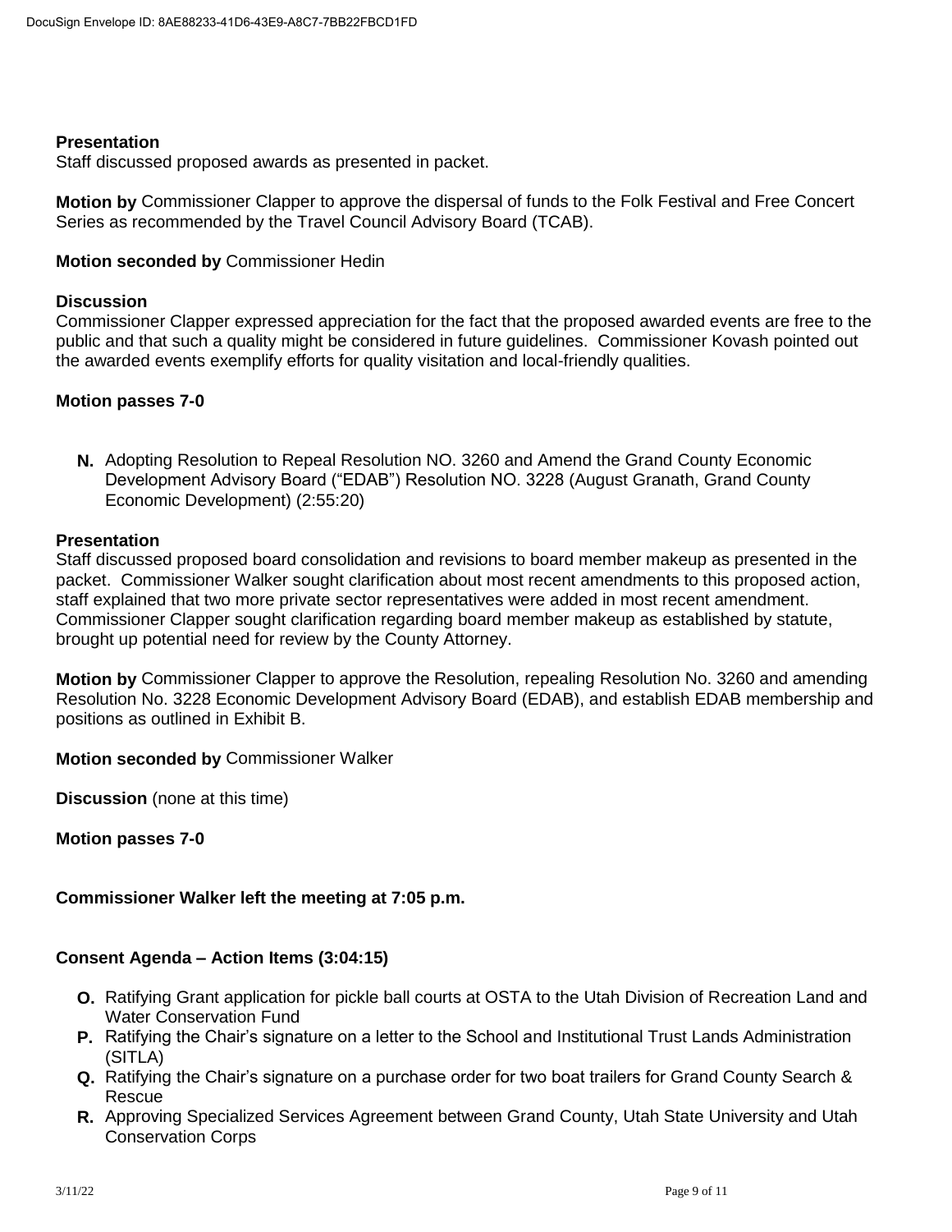**Presentation**
Staff discussed proposed awards as presented in packet.

**Motion by** Commissioner Clapper to approve the dispersal of funds to the Folk Festival and Free Concert Series as recommended by the Travel Council Advisory Board (TCAB).

**Motion seconded by** Commissioner Hedin

**Discussion**
Commissioner Clapper expressed appreciation for the fact that the proposed awarded events are free to the public and that such a quality might be considered in future guidelines. Commissioner Kovash pointed out the awarded events exemplify efforts for quality visitation and local-friendly qualities.

**Motion passes 7-0**

**N.** Adopting Resolution to Repeal Resolution NO. 3260 and Amend the Grand County Economic Development Advisory Board ("EDAB") Resolution NO. 3228 (August Granath, Grand County Economic Development) (2:55:20)

**Presentation**
Staff discussed proposed board consolidation and revisions to board member makeup as presented in the packet. Commissioner Walker sought clarification about most recent amendments to this proposed action, staff explained that two more private sector representatives were added in most recent amendment. Commissioner Clapper sought clarification regarding board member makeup as established by statute, brought up potential need for review by the County Attorney.

**Motion by** Commissioner Clapper to approve the Resolution, repealing Resolution No. 3260 and amending Resolution No. 3228 Economic Development Advisory Board (EDAB), and establish EDAB membership and positions as outlined in Exhibit B.

**Motion seconded by** Commissioner Walker

**Discussion** (none at this time)

**Motion passes 7-0**

**Commissioner Walker left the meeting at 7:05 p.m.**

**Consent Agenda – Action Items (3:04:15)**

**O.** Ratifying Grant application for pickle ball courts at OSTA to the Utah Division of Recreation Land and Water Conservation Fund

**P.** Ratifying the Chair's signature on a letter to the School and Institutional Trust Lands Administration (SITLA)

**Q.** Ratifying the Chair's signature on a purchase order for two boat trailers for Grand County Search & Rescue

**R.** Approving Specialized Services Agreement between Grand County, Utah State University and Utah Conservation Corps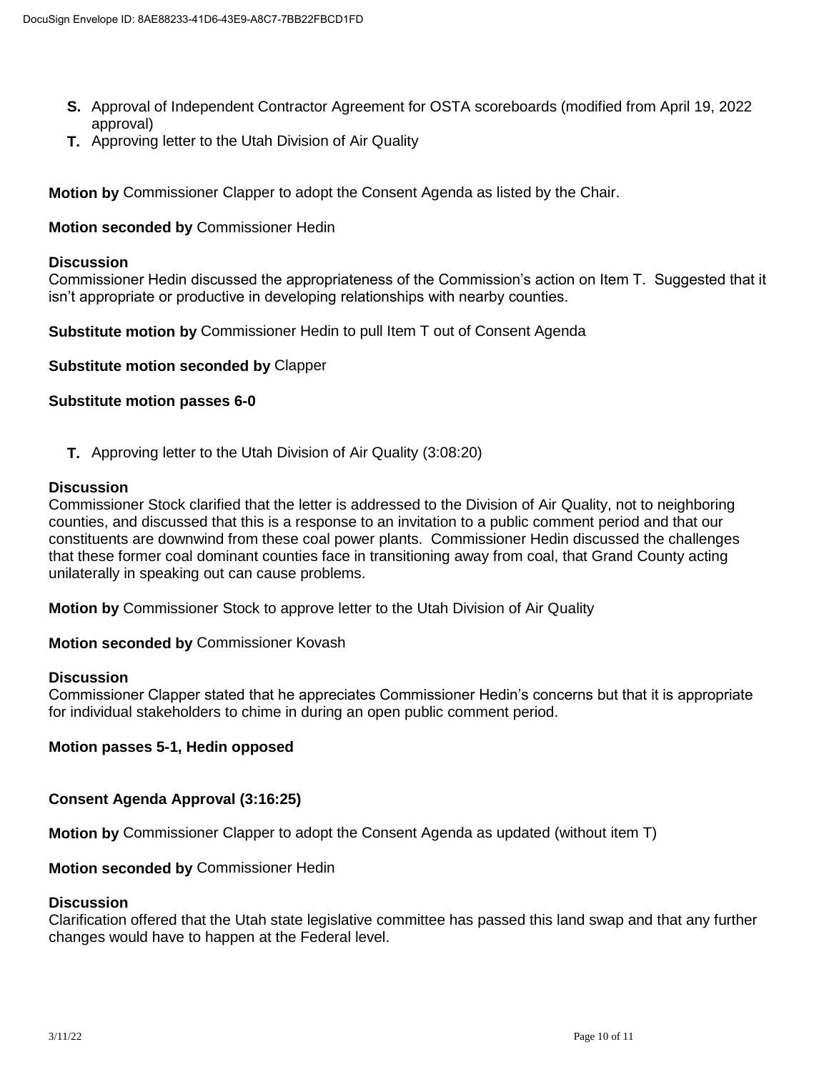- **S.** Approval of Independent Contractor Agreement for OSTA scoreboards (modified from April 19, 2022 approval)
- **T.** Approving letter to the Utah Division of Air Quality

**Motion by** Commissioner Clapper to adopt the Consent Agenda as listed by the Chair.

**Motion seconded by** Commissioner Hedin

**Discussion**
Commissioner Hedin discussed the appropriateness of the Commission's action on Item T. Suggested that it isn't appropriate or productive in developing relationships with nearby counties.

**Substitute motion by** Commissioner Hedin to pull Item T out of Consent Agenda

**Substitute motion seconded by** Clapper

**Substitute motion passes 6-0**

- **T.** Approving letter to the Utah Division of Air Quality (3:08:20)

**Discussion**
Commissioner Stock clarified that the letter is addressed to the Division of Air Quality, not to neighboring counties, and discussed that this is a response to an invitation to a public comment period and that our constituents are downwind from these coal power plants. Commissioner Hedin discussed the challenges that these former coal dominant counties face in transitioning away from coal, that Grand County acting unilaterally in speaking out can cause problems.

**Motion by** Commissioner Stock to approve letter to the Utah Division of Air Quality

**Motion seconded by** Commissioner Kovash

**Discussion**
Commissioner Clapper stated that he appreciates Commissioner Hedin's concerns but that it is appropriate for individual stakeholders to chime in during an open public comment period.

**Motion passes 5-1, Hedin opposed**

**Consent Agenda Approval (3:16:25)**

**Motion by** Commissioner Clapper to adopt the Consent Agenda as updated (without item T)

**Motion seconded by** Commissioner Hedin

**Discussion**
Clarification offered that the Utah state legislative committee has passed this land swap and that any further changes would have to happen at the Federal level.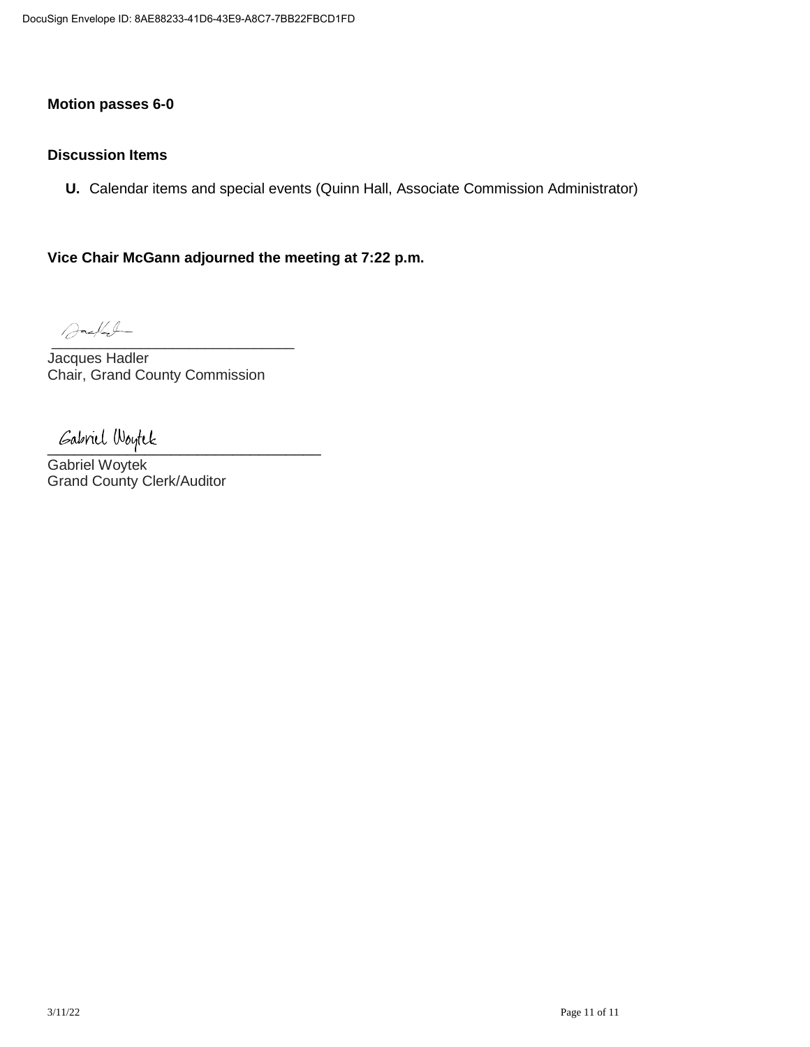**Motion passes 6-0**

**Discussion Items**

**U.** Calendar items and special events (Quinn Hall, Associate Commission Administrator)

**Vice Chair McGann adjourned the meeting at 7:22 p.m.**

\_\_\_\_\_\_\_\_\_\_\_\_\_\_\_\_\_\_\_\_\_\_\_\_\_\_\_\_\_\_
Jacques Hadler
Chair, Grand County Commission

Gabriel Woytek
\_\_\_\_\_\_\_\_\_\_\_\_\_\_\_\_\_\_\_\_\_\_\_\_\_\_\_\_\_\_
Gabriel Woytek
Grand County Clerk/Auditor